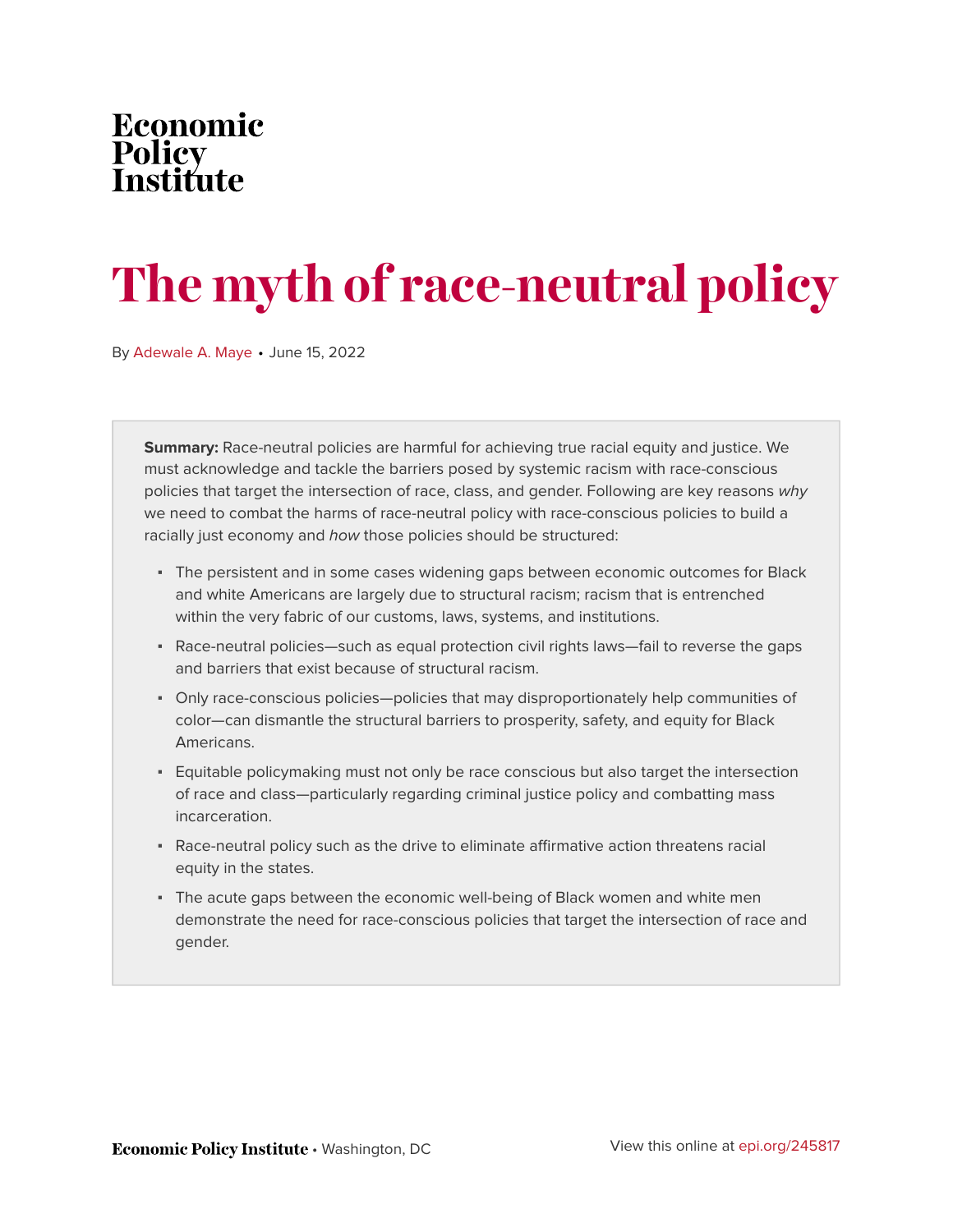Economic Policy Institute

# The myth of race-neutral policy

By Adewale A. Maye • June 15, 2022

**Summary:** Race-neutral policies are harmful for achieving true racial equity and justice. We must acknowledge and tackle the barriers posed by systemic racism with race-conscious policies that target the intersection of race, class, and gender. Following are key reasons *why* we need to combat the harms of race-neutral policy with race-conscious policies to build a racially just economy and *how* those policies should be structured:

- The persistent and in some cases widening gaps between economic outcomes for Black and white Americans are largely due to structural racism; racism that is entrenched within the very fabric of our customs, laws, systems, and institutions.
- Race-neutral policies—such as equal protection civil rights laws—fail to reverse the gaps and barriers that exist because of structural racism.
- Only race-conscious policies—policies that may disproportionately help communities of color—can dismantle the structural barriers to prosperity, safety, and equity for Black Americans.
- Equitable policymaking must not only be race conscious but also target the intersection of race and class—particularly regarding criminal justice policy and combatting mass incarceration.
- Race-neutral policy such as the drive to eliminate affirmative action threatens racial equity in the states.
- The acute gaps between the economic well-being of Black women and white men demonstrate the need for race-conscious policies that target the intersection of race and gender.

**Economic Policy Institute** • Washington, DC

View this online at epi.org/245817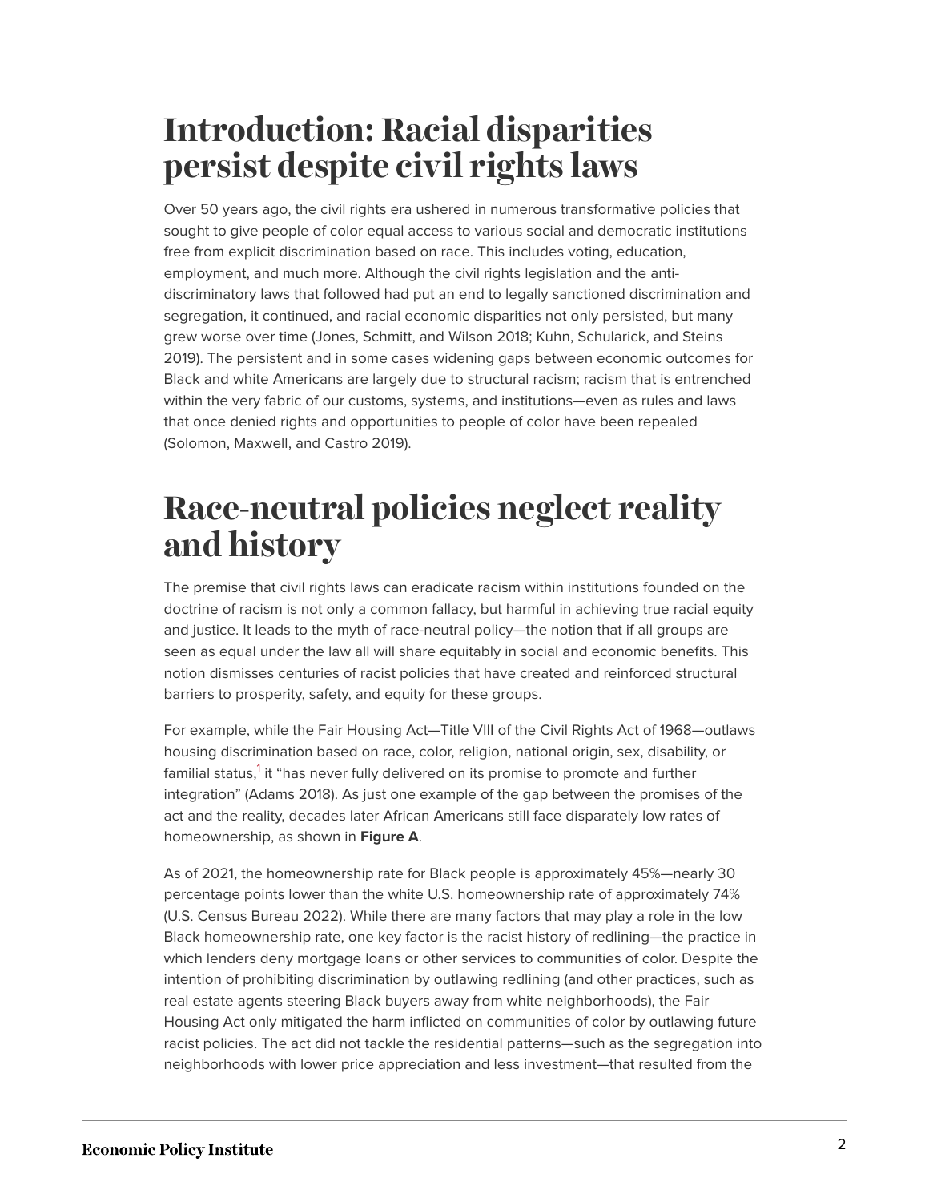# Introduction: Racial disparities persist despite civil rights laws

Over 50 years ago, the civil rights era ushered in numerous transformative policies that sought to give people of color equal access to various social and democratic institutions free from explicit discrimination based on race. This includes voting, education, employment, and much more. Although the civil rights legislation and the anti-discriminatory laws that followed had put an end to legally sanctioned discrimination and segregation, it continued, and racial economic disparities not only persisted, but many grew worse over time (Jones, Schmitt, and Wilson 2018; Kuhn, Schularick, and Steins 2019). The persistent and in some cases widening gaps between economic outcomes for Black and white Americans are largely due to structural racism; racism that is entrenched within the very fabric of our customs, systems, and institutions—even as rules and laws that once denied rights and opportunities to people of color have been repealed (Solomon, Maxwell, and Castro 2019).

# Race-neutral policies neglect reality and history

The premise that civil rights laws can eradicate racism within institutions founded on the doctrine of racism is not only a common fallacy, but harmful in achieving true racial equity and justice. It leads to the myth of race-neutral policy—the notion that if all groups are seen as equal under the law all will share equitably in social and economic benefits. This notion dismisses centuries of racist policies that have created and reinforced structural barriers to prosperity, safety, and equity for these groups.

For example, while the Fair Housing Act—Title VIII of the Civil Rights Act of 1968—outlaws housing discrimination based on race, color, religion, national origin, sex, disability, or familial status,[1] it "has never fully delivered on its promise to promote and further integration" (Adams 2018). As just one example of the gap between the promises of the act and the reality, decades later African Americans still face disparately low rates of homeownership, as shown in **Figure A**.

As of 2021, the homeownership rate for Black people is approximately 45%—nearly 30 percentage points lower than the white U.S. homeownership rate of approximately 74% (U.S. Census Bureau 2022). While there are many factors that may play a role in the low Black homeownership rate, one key factor is the racist history of redlining—the practice in which lenders deny mortgage loans or other services to communities of color. Despite the intention of prohibiting discrimination by outlawing redlining (and other practices, such as real estate agents steering Black buyers away from white neighborhoods), the Fair Housing Act only mitigated the harm inflicted on communities of color by outlawing future racist policies. The act did not tackle the residential patterns—such as the segregation into neighborhoods with lower price appreciation and less investment—that resulted from the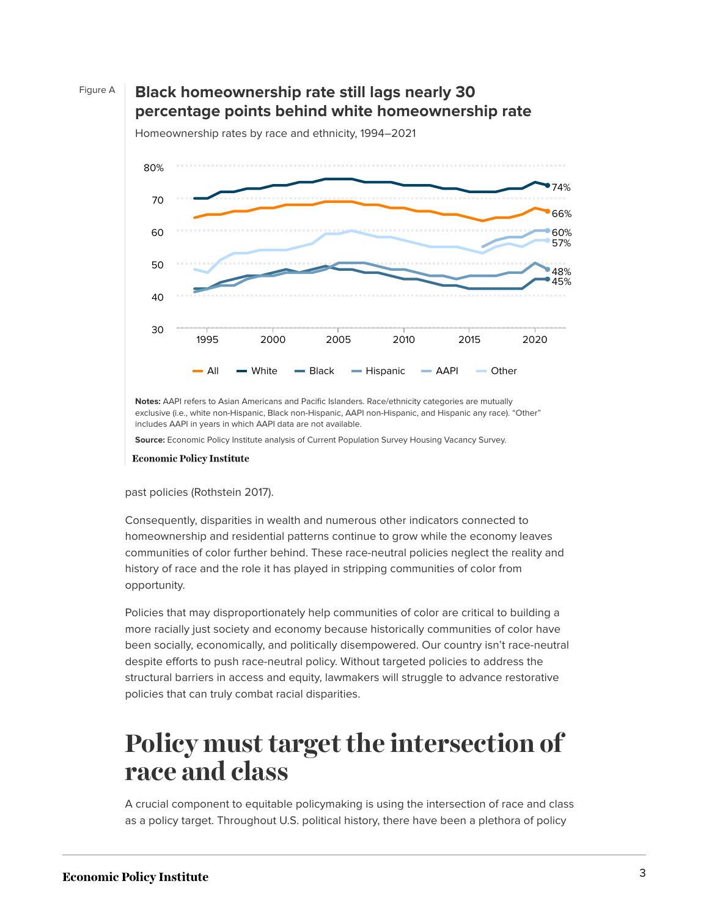Figure A

**Black homeownership rate still lags nearly 30 percentage points behind white homeownership rate**

Homeownership rates by race and ethnicity, 1994–2021

**Notes:** AAPI refers to Asian Americans and Pacific Islanders. Race/ethnicity categories are mutually exclusive (i.e., white non-Hispanic, Black non-Hispanic, AAPI non-Hispanic, and Hispanic any race). "Other" includes AAPI in years in which AAPI data are not available.

**Source:** Economic Policy Institute analysis of Current Population Survey Housing Vacancy Survey.

Economic Policy Institute

past policies (Rothstein 2017).

Consequently, disparities in wealth and numerous other indicators connected to homeownership and residential patterns continue to grow while the economy leaves communities of color further behind. These race-neutral policies neglect the reality and history of race and the role it has played in stripping communities of color from opportunity.

Policies that may disproportionately help communities of color are critical to building a more racially just society and economy because historically communities of color have been socially, economically, and politically disempowered. Our country isn't race-neutral despite efforts to push race-neutral policy. Without targeted policies to address the structural barriers in access and equity, lawmakers will struggle to advance restorative policies that can truly combat racial disparities.

# Policy must target the intersection of race and class

A crucial component to equitable policymaking is using the intersection of race and class as a policy target. Throughout U.S. political history, there have been a plethora of policy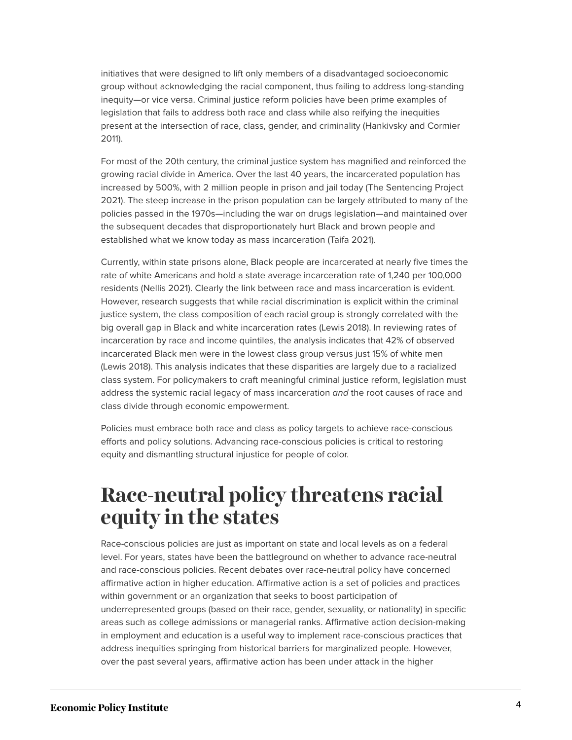initiatives that were designed to lift only members of a disadvantaged socioeconomic group without acknowledging the racial component, thus failing to address long-standing inequity—or vice versa. Criminal justice reform policies have been prime examples of legislation that fails to address both race and class while also reifying the inequities present at the intersection of race, class, gender, and criminality (Hankivsky and Cormier 2011).

For most of the 20th century, the criminal justice system has magnified and reinforced the growing racial divide in America. Over the last 40 years, the incarcerated population has increased by 500%, with 2 million people in prison and jail today (The Sentencing Project 2021). The steep increase in the prison population can be largely attributed to many of the policies passed in the 1970s—including the war on drugs legislation—and maintained over the subsequent decades that disproportionately hurt Black and brown people and established what we know today as mass incarceration (Taifa 2021).

Currently, within state prisons alone, Black people are incarcerated at nearly five times the rate of white Americans and hold a state average incarceration rate of 1,240 per 100,000 residents (Nellis 2021). Clearly the link between race and mass incarceration is evident. However, research suggests that while racial discrimination is explicit within the criminal justice system, the class composition of each racial group is strongly correlated with the big overall gap in Black and white incarceration rates (Lewis 2018). In reviewing rates of incarceration by race and income quintiles, the analysis indicates that 42% of observed incarcerated Black men were in the lowest class group versus just 15% of white men (Lewis 2018). This analysis indicates that these disparities are largely due to a racialized class system. For policymakers to craft meaningful criminal justice reform, legislation must address the systemic racial legacy of mass incarceration *and* the root causes of race and class divide through economic empowerment.

Policies must embrace both race and class as policy targets to achieve race-conscious efforts and policy solutions. Advancing race-conscious policies is critical to restoring equity and dismantling structural injustice for people of color.

# Race-neutral policy threatens racial equity in the states

Race-conscious policies are just as important on state and local levels as on a federal level. For years, states have been the battleground on whether to advance race-neutral and race-conscious policies. Recent debates over race-neutral policy have concerned affirmative action in higher education. Affirmative action is a set of policies and practices within government or an organization that seeks to boost participation of underrepresented groups (based on their race, gender, sexuality, or nationality) in specific areas such as college admissions or managerial ranks. Affirmative action decision-making in employment and education is a useful way to implement race-conscious practices that address inequities springing from historical barriers for marginalized people. However, over the past several years, affirmative action has been under attack in the higher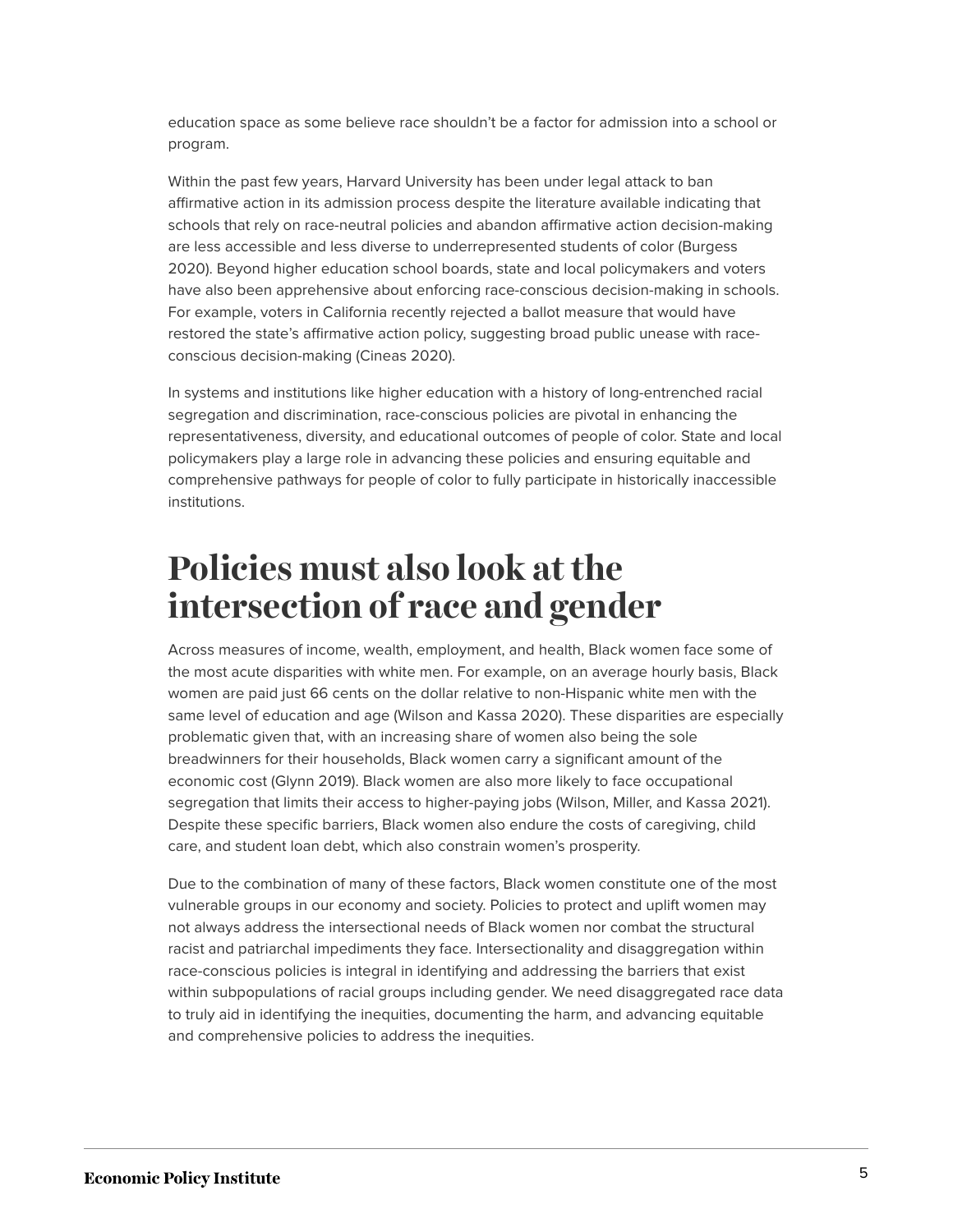education space as some believe race shouldn't be a factor for admission into a school or program.

Within the past few years, Harvard University has been under legal attack to ban affirmative action in its admission process despite the literature available indicating that schools that rely on race-neutral policies and abandon affirmative action decision-making are less accessible and less diverse to underrepresented students of color (Burgess 2020). Beyond higher education school boards, state and local policymakers and voters have also been apprehensive about enforcing race-conscious decision-making in schools. For example, voters in California recently rejected a ballot measure that would have restored the state's affirmative action policy, suggesting broad public unease with race-conscious decision-making (Cineas 2020).

In systems and institutions like higher education with a history of long-entrenched racial segregation and discrimination, race-conscious policies are pivotal in enhancing the representativeness, diversity, and educational outcomes of people of color. State and local policymakers play a large role in advancing these policies and ensuring equitable and comprehensive pathways for people of color to fully participate in historically inaccessible institutions.

# Policies must also look at the intersection of race and gender

Across measures of income, wealth, employment, and health, Black women face some of the most acute disparities with white men. For example, on an average hourly basis, Black women are paid just 66 cents on the dollar relative to non-Hispanic white men with the same level of education and age (Wilson and Kassa 2020). These disparities are especially problematic given that, with an increasing share of women also being the sole breadwinners for their households, Black women carry a significant amount of the economic cost (Glynn 2019). Black women are also more likely to face occupational segregation that limits their access to higher-paying jobs (Wilson, Miller, and Kassa 2021). Despite these specific barriers, Black women also endure the costs of caregiving, child care, and student loan debt, which also constrain women's prosperity.

Due to the combination of many of these factors, Black women constitute one of the most vulnerable groups in our economy and society. Policies to protect and uplift women may not always address the intersectional needs of Black women nor combat the structural racist and patriarchal impediments they face. Intersectionality and disaggregation within race-conscious policies is integral in identifying and addressing the barriers that exist within subpopulations of racial groups including gender. We need disaggregated race data to truly aid in identifying the inequities, documenting the harm, and advancing equitable and comprehensive policies to address the inequities.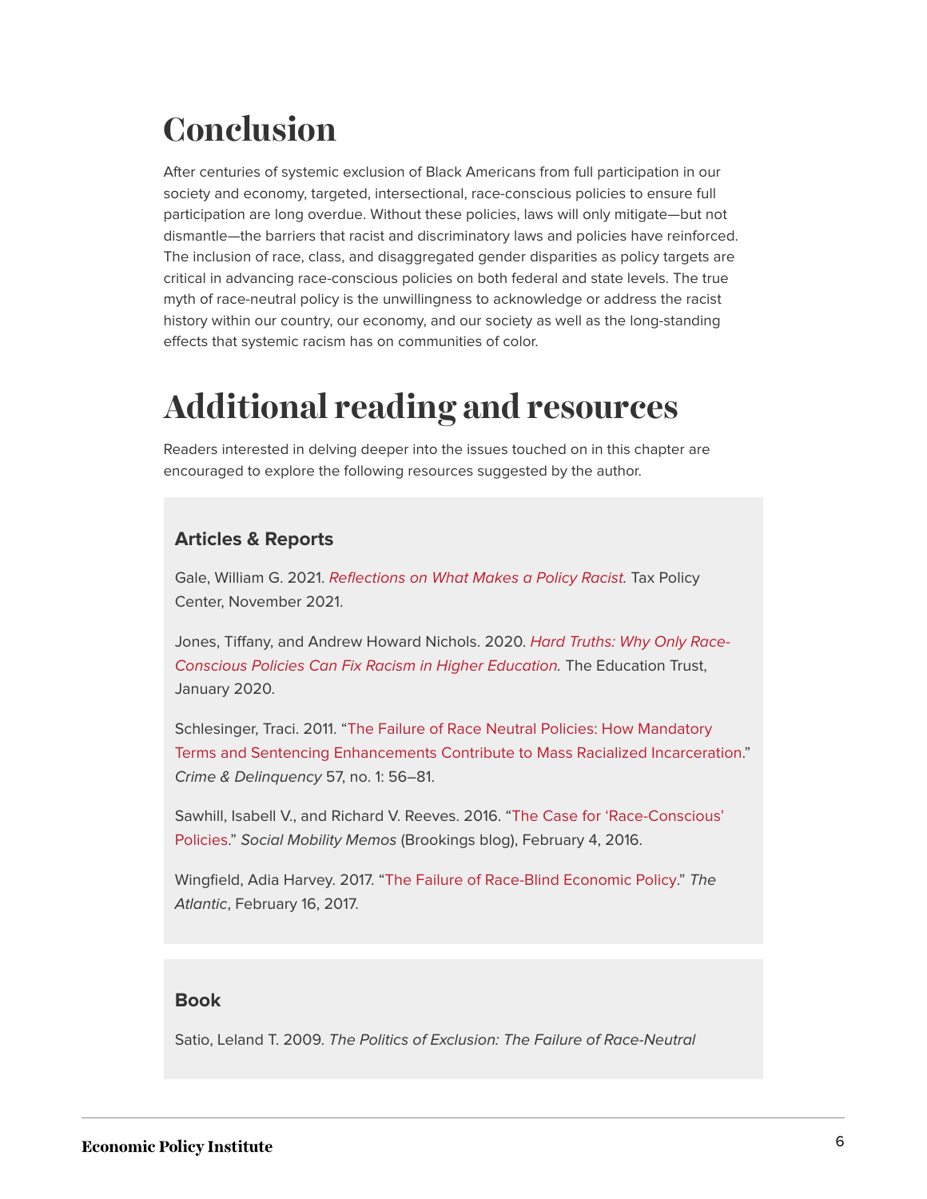# Conclusion

After centuries of systemic exclusion of Black Americans from full participation in our society and economy, targeted, intersectional, race-conscious policies to ensure full participation are long overdue. Without these policies, laws will only mitigate—but not dismantle—the barriers that racist and discriminatory laws and policies have reinforced. The inclusion of race, class, and disaggregated gender disparities as policy targets are critical in advancing race-conscious policies on both federal and state levels. The true myth of race-neutral policy is the unwillingness to acknowledge or address the racist history within our country, our economy, and our society as well as the long-standing effects that systemic racism has on communities of color.

# Additional reading and resources

Readers interested in delving deeper into the issues touched on in this chapter are encouraged to explore the following resources suggested by the author.

### Articles & Reports

Gale, William G. 2021. *Reflections on What Makes a Policy Racist.* Tax Policy Center, November 2021.

Jones, Tiffany, and Andrew Howard Nichols. 2020. *Hard Truths: Why Only Race-Conscious Policies Can Fix Racism in Higher Education.* The Education Trust, January 2020.

Schlesinger, Traci. 2011. "The Failure of Race Neutral Policies: How Mandatory Terms and Sentencing Enhancements Contribute to Mass Racialized Incarceration." *Crime & Delinquency* 57, no. 1: 56–81.

Sawhill, Isabell V., and Richard V. Reeves. 2016. "The Case for 'Race-Conscious' Policies." *Social Mobility Memos* (Brookings blog), February 4, 2016.

Wingfield, Adia Harvey. 2017. "The Failure of Race-Blind Economic Policy." *The Atlantic*, February 16, 2017.

### Book

Satio, Leland T. 2009. *The Politics of Exclusion: The Failure of Race-Neutral*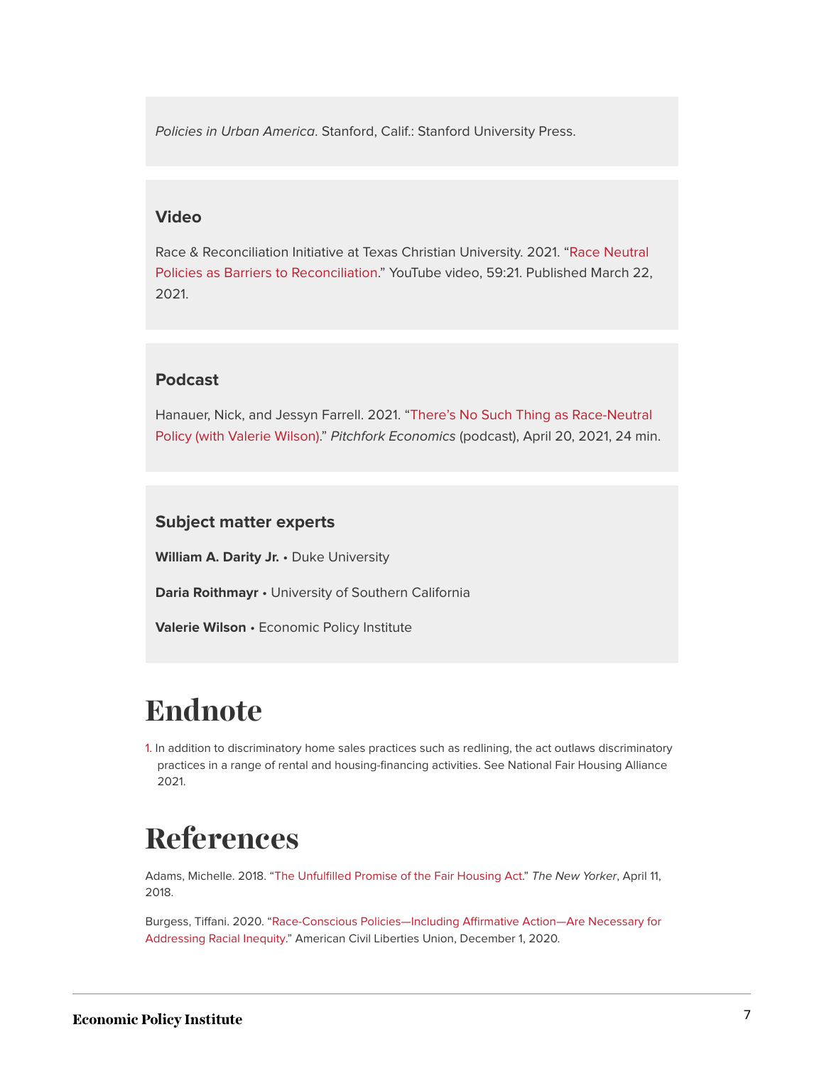*Policies in Urban America*. Stanford, Calif.: Stanford University Press.

### Video

Race & Reconciliation Initiative at Texas Christian University. 2021. "Race Neutral Policies as Barriers to Reconciliation." YouTube video, 59:21. Published March 22, 2021.

### Podcast

Hanauer, Nick, and Jessyn Farrell. 2021. "There's No Such Thing as Race-Neutral Policy (with Valerie Wilson)." *Pitchfork Economics* (podcast), April 20, 2021, 24 min.

### Subject matter experts

**William A. Darity Jr.** • Duke University

**Daria Roithmayr** • University of Southern California

**Valerie Wilson** • Economic Policy Institute

# Endnote

1. In addition to discriminatory home sales practices such as redlining, the act outlaws discriminatory practices in a range of rental and housing-financing activities. See National Fair Housing Alliance 2021.

# References

Adams, Michelle. 2018. "The Unfulfilled Promise of the Fair Housing Act." *The New Yorker*, April 11, 2018.

Burgess, Tiffani. 2020. "Race-Conscious Policies—Including Affirmative Action—Are Necessary for Addressing Racial Inequity." American Civil Liberties Union, December 1, 2020.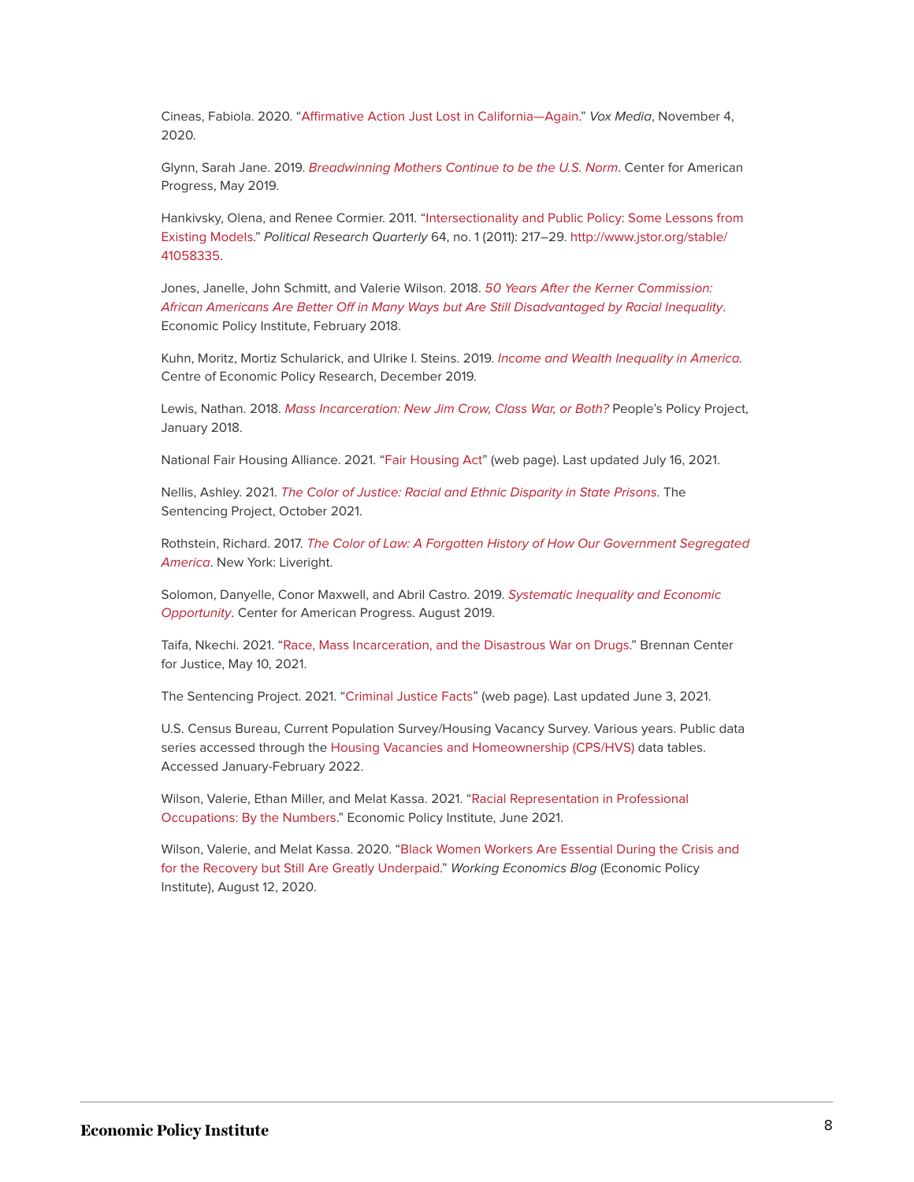Cineas, Fabiola. 2020. "Affirmative Action Just Lost in California—Again." *Vox Media*, November 4, 2020.

Glynn, Sarah Jane. 2019. *Breadwinning Mothers Continue to be the U.S. Norm*. Center for American Progress, May 2019.

Hankivsky, Olena, and Renee Cormier. 2011. "Intersectionality and Public Policy: Some Lessons from Existing Models." *Political Research Quarterly* 64, no. 1 (2011): 217–29. http://www.jstor.org/stable/41058335.

Jones, Janelle, John Schmitt, and Valerie Wilson. 2018. *50 Years After the Kerner Commission: African Americans Are Better Off in Many Ways but Are Still Disadvantaged by Racial Inequality*. Economic Policy Institute, February 2018.

Kuhn, Moritz, Mortiz Schularick, and Ulrike I. Steins. 2019. *Income and Wealth Inequality in America*. Centre of Economic Policy Research, December 2019.

Lewis, Nathan. 2018. *Mass Incarceration: New Jim Crow, Class War, or Both?* People's Policy Project, January 2018.

National Fair Housing Alliance. 2021. "Fair Housing Act" (web page). Last updated July 16, 2021.

Nellis, Ashley. 2021. *The Color of Justice: Racial and Ethnic Disparity in State Prisons*. The Sentencing Project, October 2021.

Rothstein, Richard. 2017. *The Color of Law: A Forgotten History of How Our Government Segregated America*. New York: Liveright.

Solomon, Danyelle, Conor Maxwell, and Abril Castro. 2019. *Systematic Inequality and Economic Opportunity*. Center for American Progress. August 2019.

Taifa, Nkechi. 2021. "Race, Mass Incarceration, and the Disastrous War on Drugs." Brennan Center for Justice, May 10, 2021.

The Sentencing Project. 2021. "Criminal Justice Facts" (web page). Last updated June 3, 2021.

U.S. Census Bureau, Current Population Survey/Housing Vacancy Survey. Various years. Public data series accessed through the Housing Vacancies and Homeownership (CPS/HVS) data tables. Accessed January-February 2022.

Wilson, Valerie, Ethan Miller, and Melat Kassa. 2021. "Racial Representation in Professional Occupations: By the Numbers." Economic Policy Institute, June 2021.

Wilson, Valerie, and Melat Kassa. 2020. "Black Women Workers Are Essential During the Crisis and for the Recovery but Still Are Greatly Underpaid." *Working Economics Blog* (Economic Policy Institute), August 12, 2020.